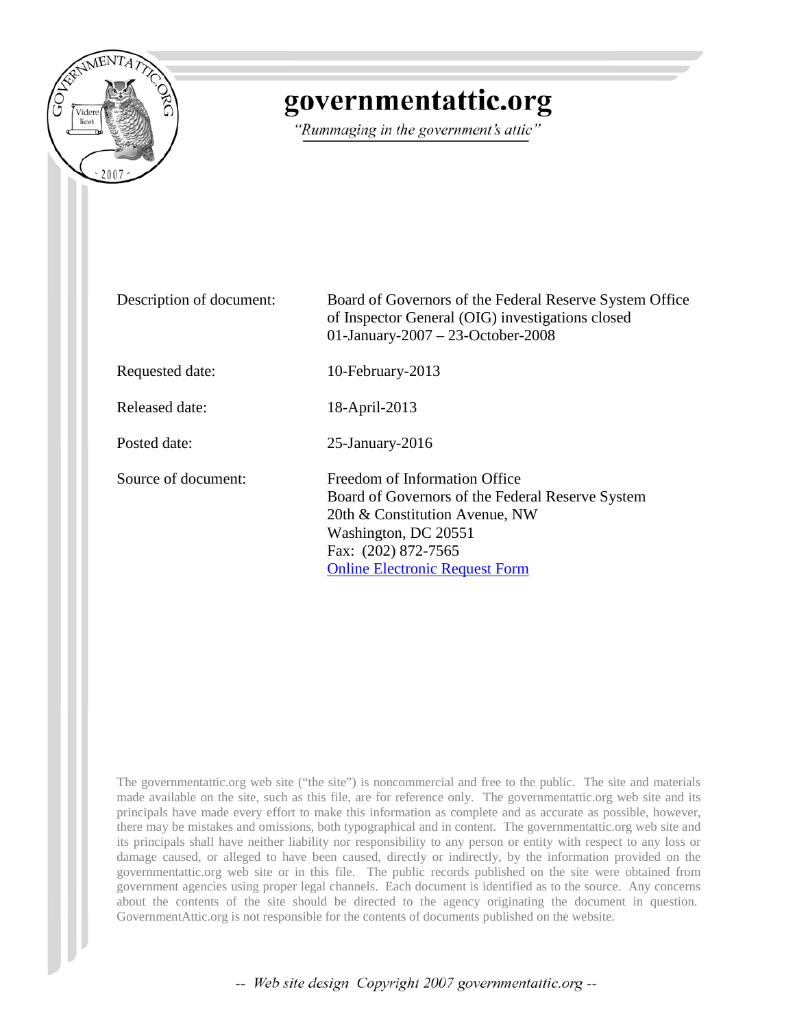# governmentattic.org

*"Rummaging in the government's attic"*

| | |
|---|---|
| Description of document: | Board of Governors of the Federal Reserve System Office of Inspector General (OIG) investigations closed 01-January-2007 – 23-October-2008 |
| Requested date: | 10-February-2013 |
| Released date: | 18-April-2013 |
| Posted date: | 25-January-2016 |
| Source of document: | Freedom of Information Office<br>Board of Governors of the Federal Reserve System<br>20th & Constitution Avenue, NW<br>Washington, DC 20551<br>Fax: (202) 872-7565<br>Online Electronic Request Form |

The governmentattic.org web site ("the site") is noncommercial and free to the public. The site and materials made available on the site, such as this file, are for reference only. The governmentattic.org web site and its principals have made every effort to make this information as complete and as accurate as possible, however, there may be mistakes and omissions, both typographical and in content. The governmentattic.org web site and its principals shall have neither liability nor responsibility to any person or entity with respect to any loss or damage caused, or alleged to have been caused, directly or indirectly, by the information provided on the governmentattic.org web site or in this file. The public records published on the site were obtained from government agencies using proper legal channels. Each document is identified as to the source. Any concerns about the contents of the site should be directed to the agency originating the document in question. GovernmentAttic.org is not responsible for the contents of documents published on the website.

*-- Web site design Copyright 2007 governmentattic.org --*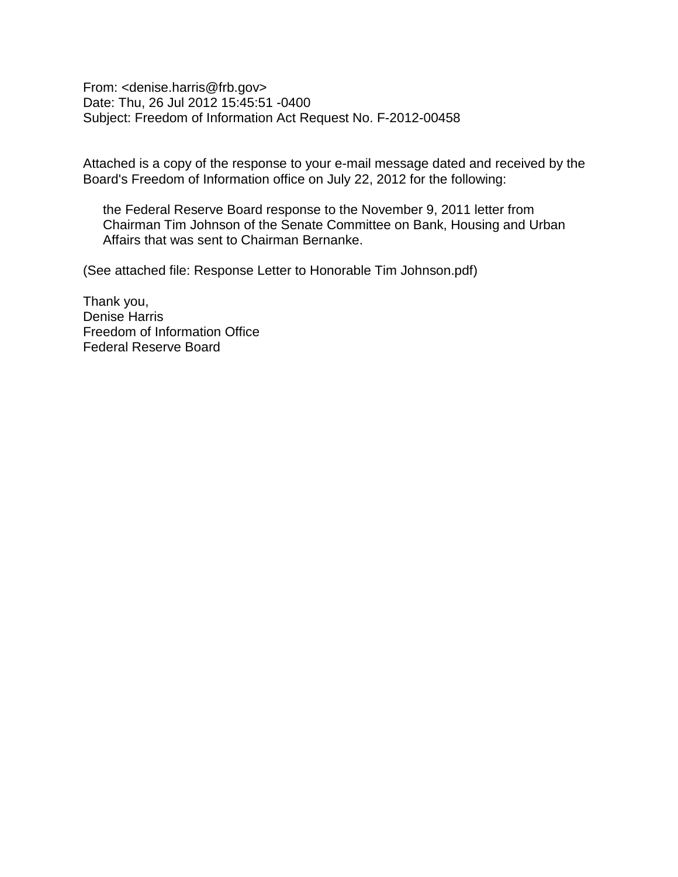From: <denise.harris@frb.gov>
Date: Thu, 26 Jul 2012 15:45:51 -0400
Subject: Freedom of Information Act Request No. F-2012-00458

Attached is a copy of the response to your e-mail message dated and received by the Board's Freedom of Information office on July 22, 2012 for the following:

> the Federal Reserve Board response to the November 9, 2011 letter from Chairman Tim Johnson of the Senate Committee on Bank, Housing and Urban Affairs that was sent to Chairman Bernanke.

(See attached file: Response Letter to Honorable Tim Johnson.pdf)

Thank you,
Denise Harris
Freedom of Information Office
Federal Reserve Board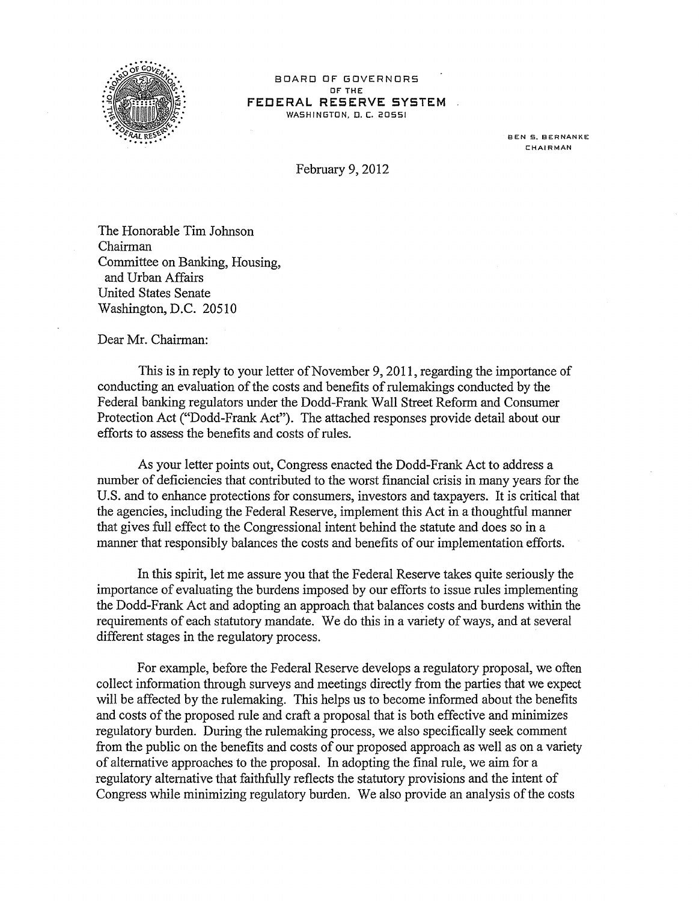BOARD OF GOVERNORS
OF THE
**FEDERAL RESERVE SYSTEM**
WASHINGTON, D. C. 20551

BEN S. BERNANKE
CHAIRMAN

February 9, 2012

The Honorable Tim Johnson
Chairman
Committee on Banking, Housing,
and Urban Affairs
United States Senate
Washington, D.C. 20510

Dear Mr. Chairman:

This is in reply to your letter of November 9, 2011, regarding the importance of conducting an evaluation of the costs and benefits of rulemakings conducted by the Federal banking regulators under the Dodd-Frank Wall Street Reform and Consumer Protection Act ("Dodd-Frank Act"). The attached responses provide detail about our efforts to assess the benefits and costs of rules.

As your letter points out, Congress enacted the Dodd-Frank Act to address a number of deficiencies that contributed to the worst financial crisis in many years for the U.S. and to enhance protections for consumers, investors and taxpayers. It is critical that the agencies, including the Federal Reserve, implement this Act in a thoughtful manner that gives full effect to the Congressional intent behind the statute and does so in a manner that responsibly balances the costs and benefits of our implementation efforts.

In this spirit, let me assure you that the Federal Reserve takes quite seriously the importance of evaluating the burdens imposed by our efforts to issue rules implementing the Dodd-Frank Act and adopting an approach that balances costs and burdens within the requirements of each statutory mandate. We do this in a variety of ways, and at several different stages in the regulatory process.

For example, before the Federal Reserve develops a regulatory proposal, we often collect information through surveys and meetings directly from the parties that we expect will be affected by the rulemaking. This helps us to become informed about the benefits and costs of the proposed rule and craft a proposal that is both effective and minimizes regulatory burden. During the rulemaking process, we also specifically seek comment from the public on the benefits and costs of our proposed approach as well as on a variety of alternative approaches to the proposal. In adopting the final rule, we aim for a regulatory alternative that faithfully reflects the statutory provisions and the intent of Congress while minimizing regulatory burden. We also provide an analysis of the costs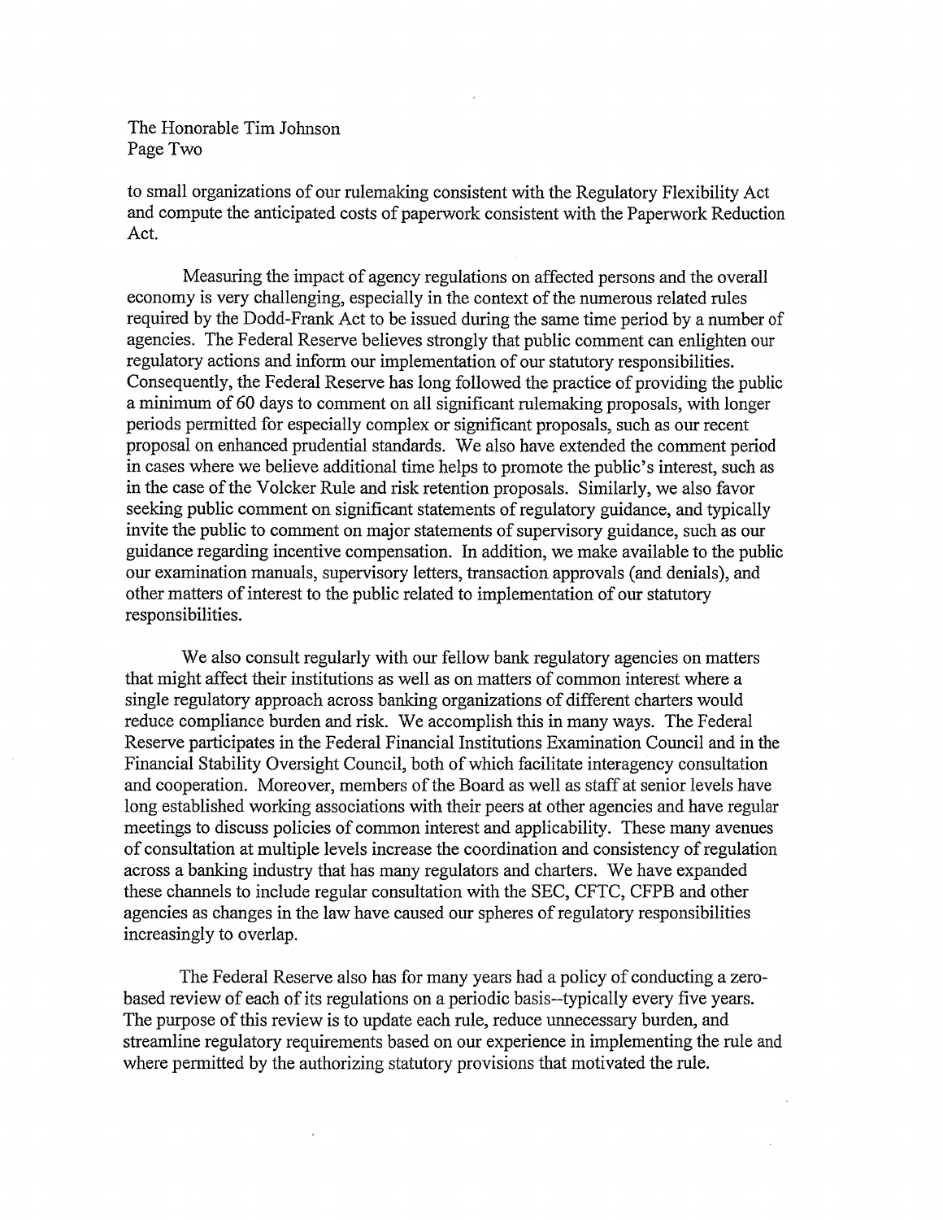to small organizations of our rulemaking consistent with the Regulatory Flexibility Act and compute the anticipated costs of paperwork consistent with the Paperwork Reduction Act.

Measuring the impact of agency regulations on affected persons and the overall economy is very challenging, especially in the context of the numerous related rules required by the Dodd-Frank Act to be issued during the same time period by a number of agencies. The Federal Reserve believes strongly that public comment can enlighten our regulatory actions and inform our implementation of our statutory responsibilities. Consequently, the Federal Reserve has long followed the practice of providing the public a minimum of 60 days to comment on all significant rulemaking proposals, with longer periods permitted for especially complex or significant proposals, such as our recent proposal on enhanced prudential standards. We also have extended the comment period in cases where we believe additional time helps to promote the public's interest, such as in the case of the Volcker Rule and risk retention proposals. Similarly, we also favor seeking public comment on significant statements of regulatory guidance, and typically invite the public to comment on major statements of supervisory guidance, such as our guidance regarding incentive compensation. In addition, we make available to the public our examination manuals, supervisory letters, transaction approvals (and denials), and other matters of interest to the public related to implementation of our statutory responsibilities.

We also consult regularly with our fellow bank regulatory agencies on matters that might affect their institutions as well as on matters of common interest where a single regulatory approach across banking organizations of different charters would reduce compliance burden and risk. We accomplish this in many ways. The Federal Reserve participates in the Federal Financial Institutions Examination Council and in the Financial Stability Oversight Council, both of which facilitate interagency consultation and cooperation. Moreover, members of the Board as well as staff at senior levels have long established working associations with their peers at other agencies and have regular meetings to discuss policies of common interest and applicability. These many avenues of consultation at multiple levels increase the coordination and consistency of regulation across a banking industry that has many regulators and charters. We have expanded these channels to include regular consultation with the SEC, CFTC, CFPB and other agencies as changes in the law have caused our spheres of regulatory responsibilities increasingly to overlap.

The Federal Reserve also has for many years had a policy of conducting a zero-based review of each of its regulations on a periodic basis--typically every five years. The purpose of this review is to update each rule, reduce unnecessary burden, and streamline regulatory requirements based on our experience in implementing the rule and where permitted by the authorizing statutory provisions that motivated the rule.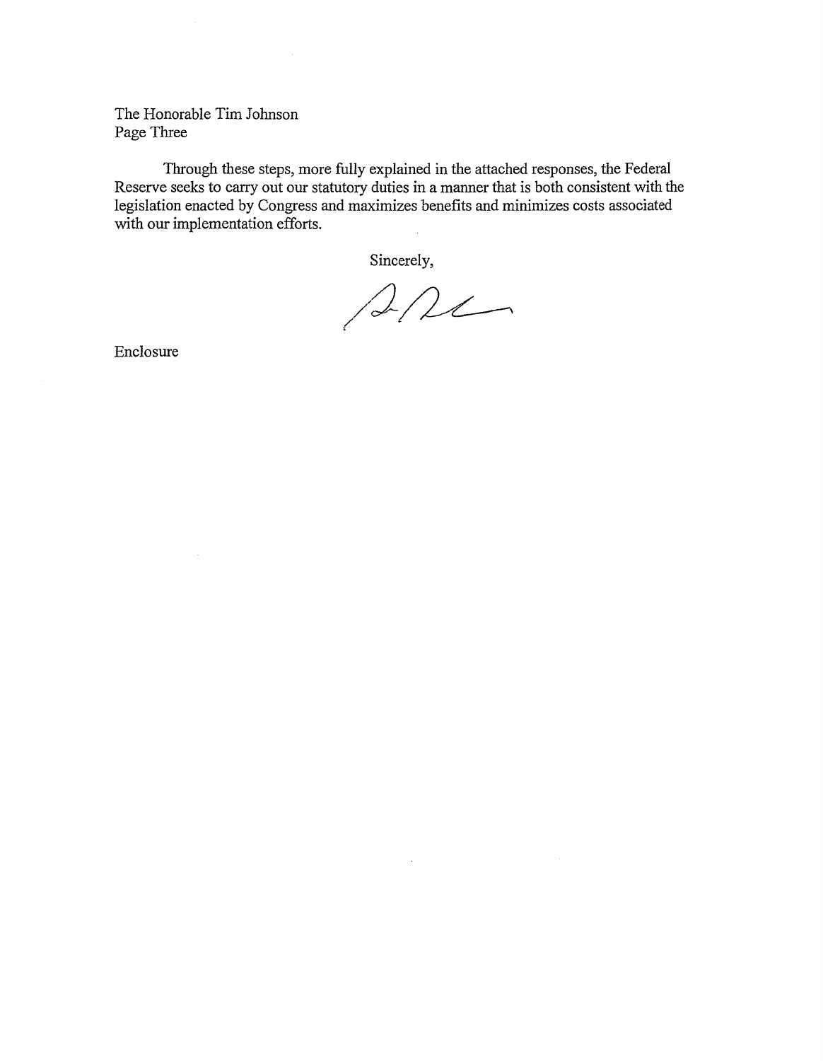The Honorable Tim Johnson
Page Three

Through these steps, more fully explained in the attached responses, the Federal Reserve seeks to carry out our statutory duties in a manner that is both consistent with the legislation enacted by Congress and maximizes benefits and minimizes costs associated with our implementation efforts.

Sincerely,

Enclosure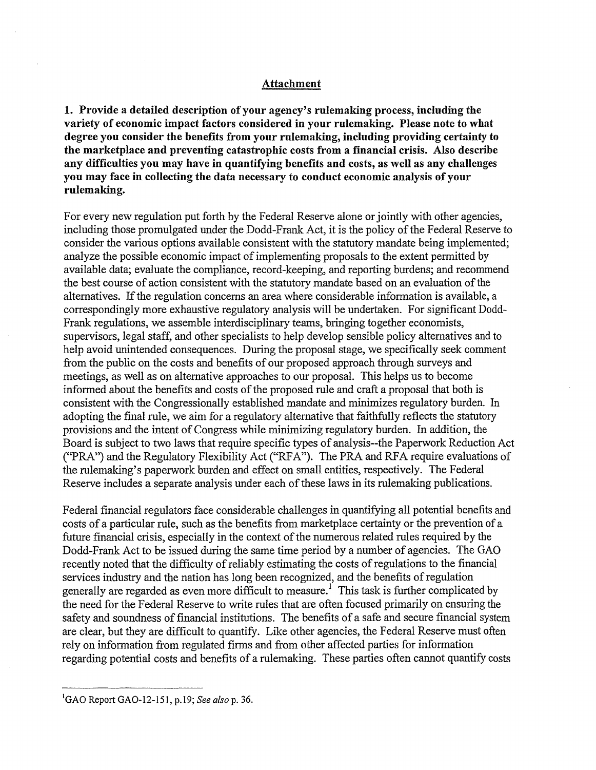## Attachment

**1. Provide a detailed description of your agency's rulemaking process, including the variety of economic impact factors considered in your rulemaking. Please note to what degree you consider the benefits from your rulemaking, including providing certainty to the marketplace and preventing catastrophic costs from a financial crisis. Also describe any difficulties you may have in quantifying benefits and costs, as well as any challenges you may face in collecting the data necessary to conduct economic analysis of your rulemaking.**

For every new regulation put forth by the Federal Reserve alone or jointly with other agencies, including those promulgated under the Dodd-Frank Act, it is the policy of the Federal Reserve to consider the various options available consistent with the statutory mandate being implemented; analyze the possible economic impact of implementing proposals to the extent permitted by available data; evaluate the compliance, record-keeping, and reporting burdens; and recommend the best course of action consistent with the statutory mandate based on an evaluation of the alternatives. If the regulation concerns an area where considerable information is available, a correspondingly more exhaustive regulatory analysis will be undertaken. For significant Dodd-Frank regulations, we assemble interdisciplinary teams, bringing together economists, supervisors, legal staff, and other specialists to help develop sensible policy alternatives and to help avoid unintended consequences. During the proposal stage, we specifically seek comment from the public on the costs and benefits of our proposed approach through surveys and meetings, as well as on alternative approaches to our proposal. This helps us to become informed about the benefits and costs of the proposed rule and craft a proposal that both is consistent with the Congressionally established mandate and minimizes regulatory burden. In adopting the final rule, we aim for a regulatory alternative that faithfully reflects the statutory provisions and the intent of Congress while minimizing regulatory burden. In addition, the Board is subject to two laws that require specific types of analysis--the Paperwork Reduction Act ("PRA") and the Regulatory Flexibility Act ("RFA"). The PRA and RFA require evaluations of the rulemaking's paperwork burden and effect on small entities, respectively. The Federal Reserve includes a separate analysis under each of these laws in its rulemaking publications.

Federal financial regulators face considerable challenges in quantifying all potential benefits and costs of a particular rule, such as the benefits from marketplace certainty or the prevention of a future financial crisis, especially in the context of the numerous related rules required by the Dodd-Frank Act to be issued during the same time period by a number of agencies. The GAO recently noted that the difficulty of reliably estimating the costs of regulations to the financial services industry and the nation has long been recognized, and the benefits of regulation generally are regarded as even more difficult to measure.[1] This task is further complicated by the need for the Federal Reserve to write rules that are often focused primarily on ensuring the safety and soundness of financial institutions. The benefits of a safe and secure financial system are clear, but they are difficult to quantify. Like other agencies, the Federal Reserve must often rely on information from regulated firms and from other affected parties for information regarding potential costs and benefits of a rulemaking. These parties often cannot quantify costs

---

[1] GAO Report GAO-12-151, p.19; *See also* p. 36.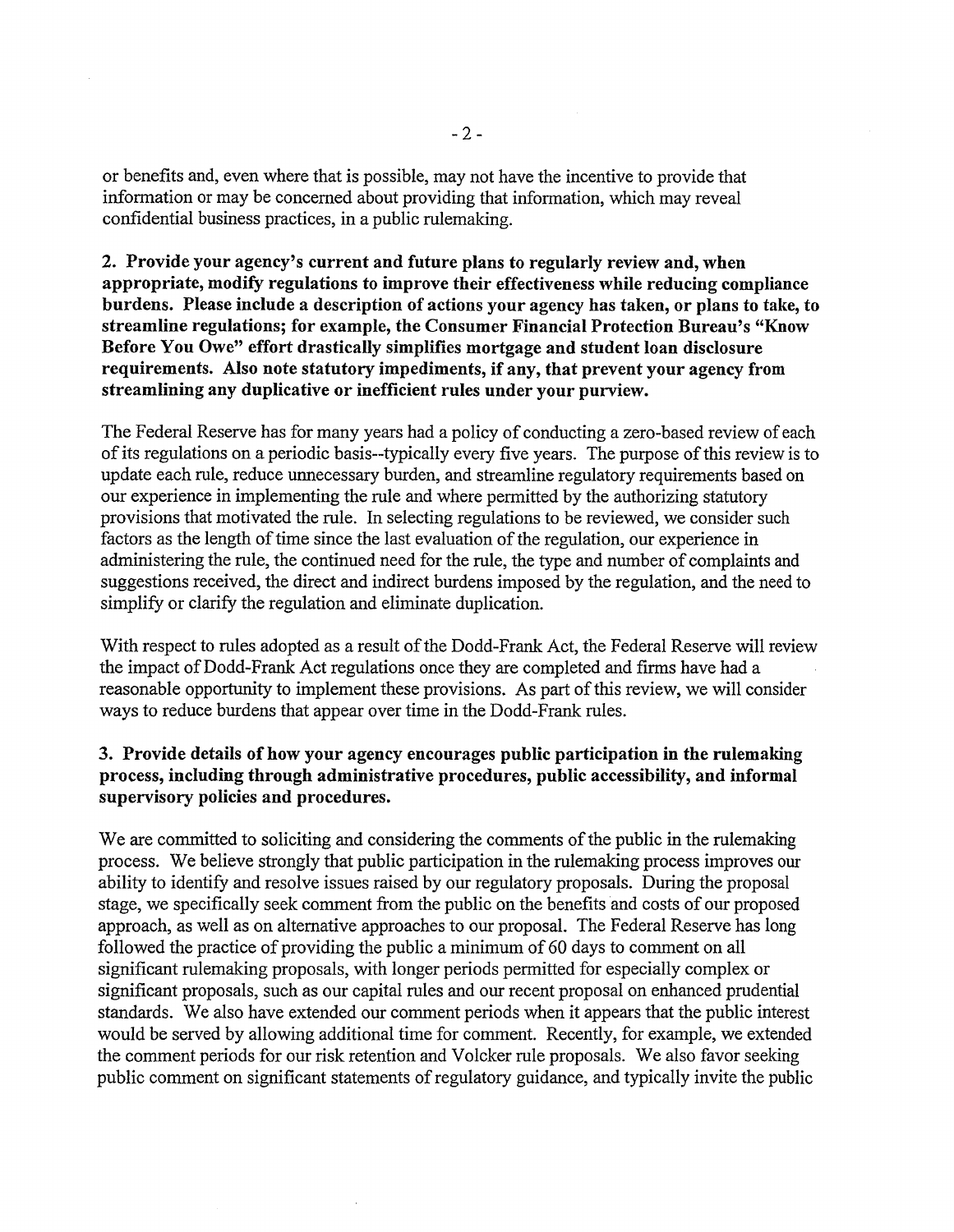or benefits and, even where that is possible, may not have the incentive to provide that information or may be concerned about providing that information, which may reveal confidential business practices, in a public rulemaking.

**2. Provide your agency's current and future plans to regularly review and, when appropriate, modify regulations to improve their effectiveness while reducing compliance burdens. Please include a description of actions your agency has taken, or plans to take, to streamline regulations; for example, the Consumer Financial Protection Bureau's "Know Before You Owe" effort drastically simplifies mortgage and student loan disclosure requirements. Also note statutory impediments, if any, that prevent your agency from streamlining any duplicative or inefficient rules under your purview.**

The Federal Reserve has for many years had a policy of conducting a zero-based review of each of its regulations on a periodic basis--typically every five years. The purpose of this review is to update each rule, reduce unnecessary burden, and streamline regulatory requirements based on our experience in implementing the rule and where permitted by the authorizing statutory provisions that motivated the rule. In selecting regulations to be reviewed, we consider such factors as the length of time since the last evaluation of the regulation, our experience in administering the rule, the continued need for the rule, the type and number of complaints and suggestions received, the direct and indirect burdens imposed by the regulation, and the need to simplify or clarify the regulation and eliminate duplication.

With respect to rules adopted as a result of the Dodd-Frank Act, the Federal Reserve will review the impact of Dodd-Frank Act regulations once they are completed and firms have had a reasonable opportunity to implement these provisions. As part of this review, we will consider ways to reduce burdens that appear over time in the Dodd-Frank rules.

**3. Provide details of how your agency encourages public participation in the rulemaking process, including through administrative procedures, public accessibility, and informal supervisory policies and procedures.**

We are committed to soliciting and considering the comments of the public in the rulemaking process. We believe strongly that public participation in the rulemaking process improves our ability to identify and resolve issues raised by our regulatory proposals. During the proposal stage, we specifically seek comment from the public on the benefits and costs of our proposed approach, as well as on alternative approaches to our proposal. The Federal Reserve has long followed the practice of providing the public a minimum of 60 days to comment on all significant rulemaking proposals, with longer periods permitted for especially complex or significant proposals, such as our capital rules and our recent proposal on enhanced prudential standards. We also have extended our comment periods when it appears that the public interest would be served by allowing additional time for comment. Recently, for example, we extended the comment periods for our risk retention and Volcker rule proposals. We also favor seeking public comment on significant statements of regulatory guidance, and typically invite the public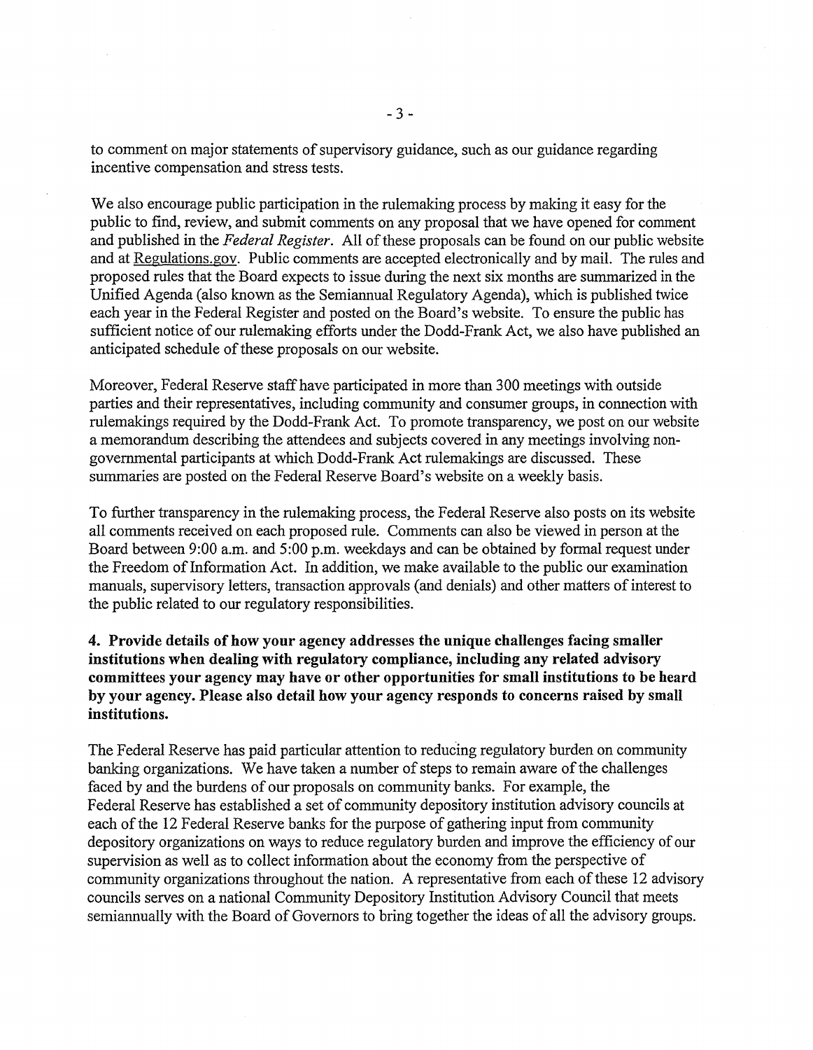to comment on major statements of supervisory guidance, such as our guidance regarding incentive compensation and stress tests.

We also encourage public participation in the rulemaking process by making it easy for the public to find, review, and submit comments on any proposal that we have opened for comment and published in the *Federal Register*. All of these proposals can be found on our public website and at Regulations.gov. Public comments are accepted electronically and by mail. The rules and proposed rules that the Board expects to issue during the next six months are summarized in the Unified Agenda (also known as the Semiannual Regulatory Agenda), which is published twice each year in the Federal Register and posted on the Board's website. To ensure the public has sufficient notice of our rulemaking efforts under the Dodd-Frank Act, we also have published an anticipated schedule of these proposals on our website.

Moreover, Federal Reserve staff have participated in more than 300 meetings with outside parties and their representatives, including community and consumer groups, in connection with rulemakings required by the Dodd-Frank Act. To promote transparency, we post on our website a memorandum describing the attendees and subjects covered in any meetings involving non-governmental participants at which Dodd-Frank Act rulemakings are discussed. These summaries are posted on the Federal Reserve Board's website on a weekly basis.

To further transparency in the rulemaking process, the Federal Reserve also posts on its website all comments received on each proposed rule. Comments can also be viewed in person at the Board between 9:00 a.m. and 5:00 p.m. weekdays and can be obtained by formal request under the Freedom of Information Act. In addition, we make available to the public our examination manuals, supervisory letters, transaction approvals (and denials) and other matters of interest to the public related to our regulatory responsibilities.

**4. Provide details of how your agency addresses the unique challenges facing smaller institutions when dealing with regulatory compliance, including any related advisory committees your agency may have or other opportunities for small institutions to be heard by your agency. Please also detail how your agency responds to concerns raised by small institutions.**

The Federal Reserve has paid particular attention to reducing regulatory burden on community banking organizations. We have taken a number of steps to remain aware of the challenges faced by and the burdens of our proposals on community banks. For example, the Federal Reserve has established a set of community depository institution advisory councils at each of the 12 Federal Reserve banks for the purpose of gathering input from community depository organizations on ways to reduce regulatory burden and improve the efficiency of our supervision as well as to collect information about the economy from the perspective of community organizations throughout the nation. A representative from each of these 12 advisory councils serves on a national Community Depository Institution Advisory Council that meets semiannually with the Board of Governors to bring together the ideas of all the advisory groups.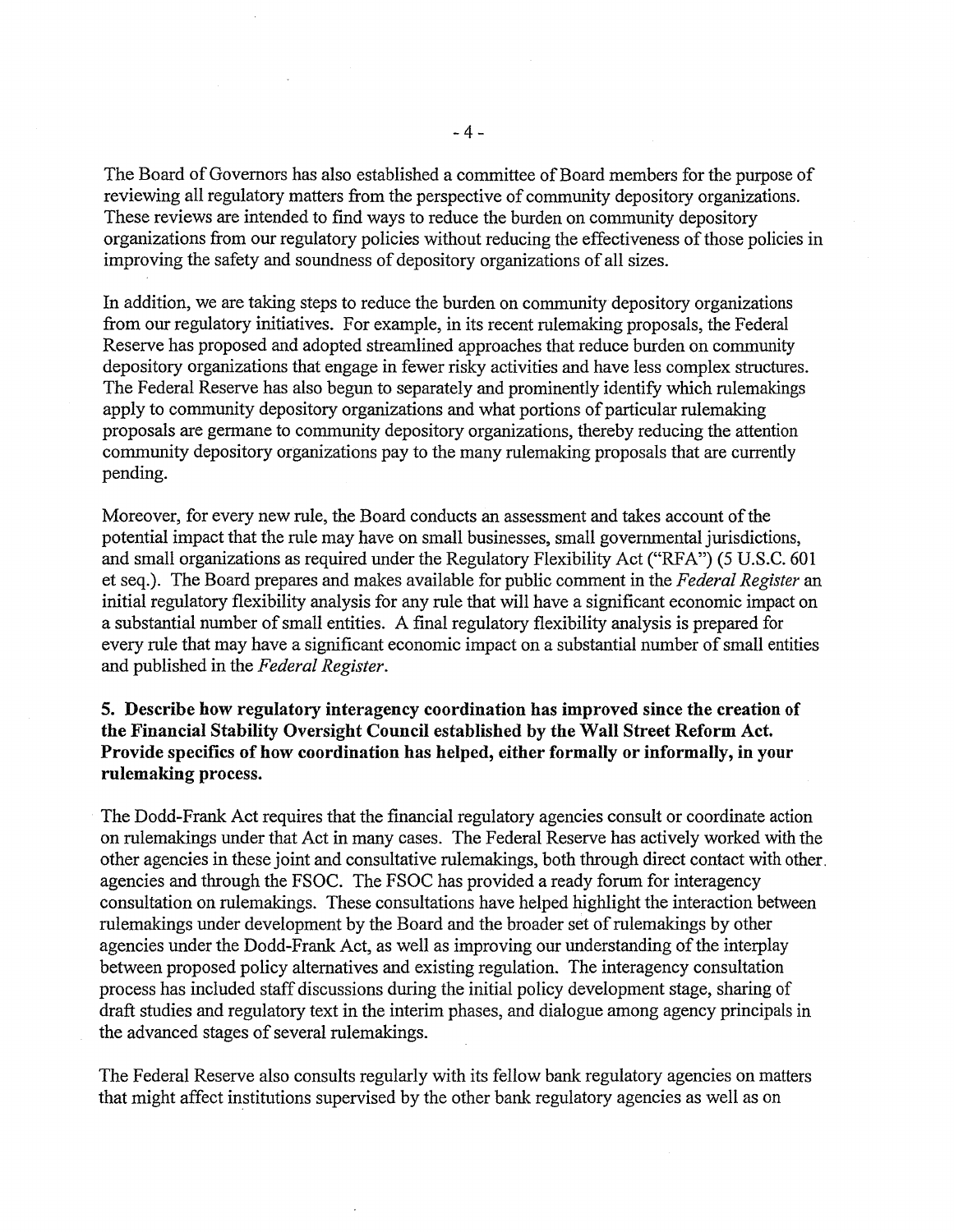The Board of Governors has also established a committee of Board members for the purpose of reviewing all regulatory matters from the perspective of community depository organizations. These reviews are intended to find ways to reduce the burden on community depository organizations from our regulatory policies without reducing the effectiveness of those policies in improving the safety and soundness of depository organizations of all sizes.

In addition, we are taking steps to reduce the burden on community depository organizations from our regulatory initiatives. For example, in its recent rulemaking proposals, the Federal Reserve has proposed and adopted streamlined approaches that reduce burden on community depository organizations that engage in fewer risky activities and have less complex structures. The Federal Reserve has also begun to separately and prominently identify which rulemakings apply to community depository organizations and what portions of particular rulemaking proposals are germane to community depository organizations, thereby reducing the attention community depository organizations pay to the many rulemaking proposals that are currently pending.

Moreover, for every new rule, the Board conducts an assessment and takes account of the potential impact that the rule may have on small businesses, small governmental jurisdictions, and small organizations as required under the Regulatory Flexibility Act ("RFA") (5 U.S.C. 601 et seq.). The Board prepares and makes available for public comment in the *Federal Register* an initial regulatory flexibility analysis for any rule that will have a significant economic impact on a substantial number of small entities. A final regulatory flexibility analysis is prepared for every rule that may have a significant economic impact on a substantial number of small entities and published in the *Federal Register*.

**5. Describe how regulatory interagency coordination has improved since the creation of the Financial Stability Oversight Council established by the Wall Street Reform Act. Provide specifics of how coordination has helped, either formally or informally, in your rulemaking process.**

The Dodd-Frank Act requires that the financial regulatory agencies consult or coordinate action on rulemakings under that Act in many cases. The Federal Reserve has actively worked with the other agencies in these joint and consultative rulemakings, both through direct contact with other agencies and through the FSOC. The FSOC has provided a ready forum for interagency consultation on rulemakings. These consultations have helped highlight the interaction between rulemakings under development by the Board and the broader set of rulemakings by other agencies under the Dodd-Frank Act, as well as improving our understanding of the interplay between proposed policy alternatives and existing regulation. The interagency consultation process has included staff discussions during the initial policy development stage, sharing of draft studies and regulatory text in the interim phases, and dialogue among agency principals in the advanced stages of several rulemakings.

The Federal Reserve also consults regularly with its fellow bank regulatory agencies on matters that might affect institutions supervised by the other bank regulatory agencies as well as on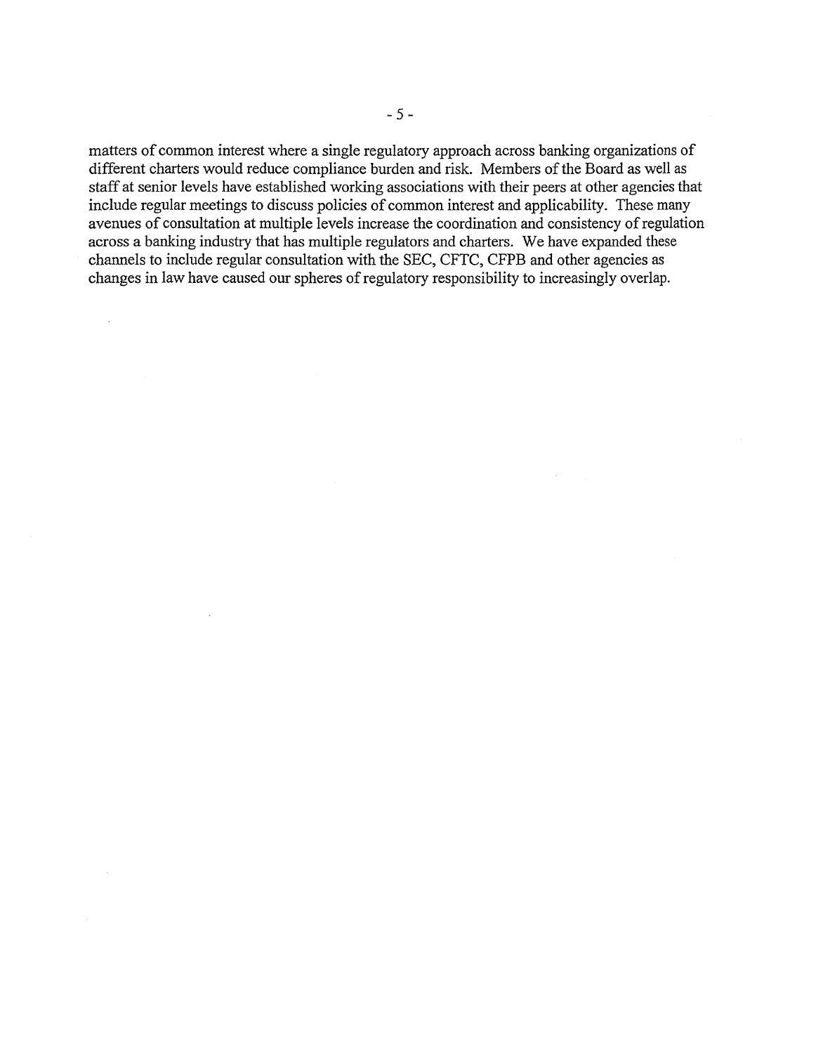matters of common interest where a single regulatory approach across banking organizations of different charters would reduce compliance burden and risk. Members of the Board as well as staff at senior levels have established working associations with their peers at other agencies that include regular meetings to discuss policies of common interest and applicability. These many avenues of consultation at multiple levels increase the coordination and consistency of regulation across a banking industry that has multiple regulators and charters. We have expanded these channels to include regular consultation with the SEC, CFTC, CFPB and other agencies as changes in law have caused our spheres of regulatory responsibility to increasingly overlap.